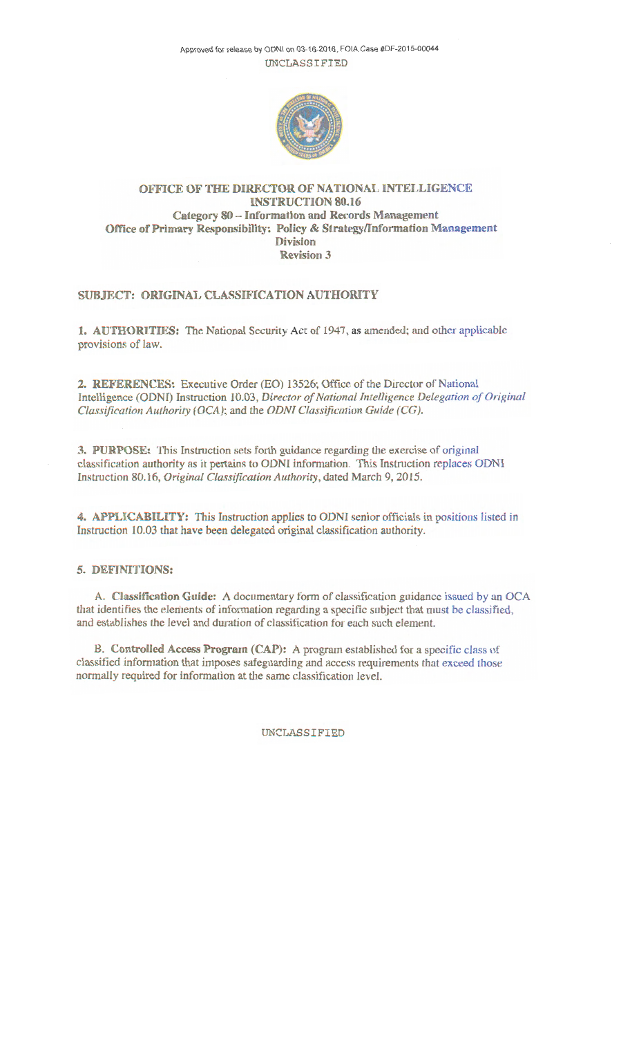Approved for release by ODNI on 03-16-2016, FOIA Case #DF-2015-00044

UNCLASSIFIED

**OFFICE OF THE DIRECTOR OF NATIONAL INTELLIGENCE**
**INSTRUCTION 80.16**
**Category 80 – Information and Records Management**
**Office of Primary Responsibility: Policy & Strategy/Information Management Division**
**Revision 3**

**SUBJECT: ORIGINAL CLASSIFICATION AUTHORITY**

**1. AUTHORITIES:** The National Security Act of 1947, as amended; and other applicable provisions of law.

**2. REFERENCES:** Executive Order (EO) 13526; Office of the Director of National Intelligence (ODNI) Instruction 10.03, *Director of National Intelligence Delegation of Original Classification Authority (OCA)*; and the *ODNI Classification Guide (CG)*.

**3. PURPOSE:** This Instruction sets forth guidance regarding the exercise of original classification authority as it pertains to ODNI information. This Instruction replaces ODNI Instruction 80.16, *Original Classification Authority*, dated March 9, 2015.

**4. APPLICABILITY:** This Instruction applies to ODNI senior officials in positions listed in Instruction 10.03 that have been delegated original classification authority.

**5. DEFINITIONS:**

A. **Classification Guide:** A documentary form of classification guidance issued by an OCA that identifies the elements of information regarding a specific subject that must be classified, and establishes the level and duration of classification for each such element.

B. **Controlled Access Program (CAP):** A program established for a specific class of classified information that imposes safeguarding and access requirements that exceed those normally required for information at the same classification level.

UNCLASSIFIED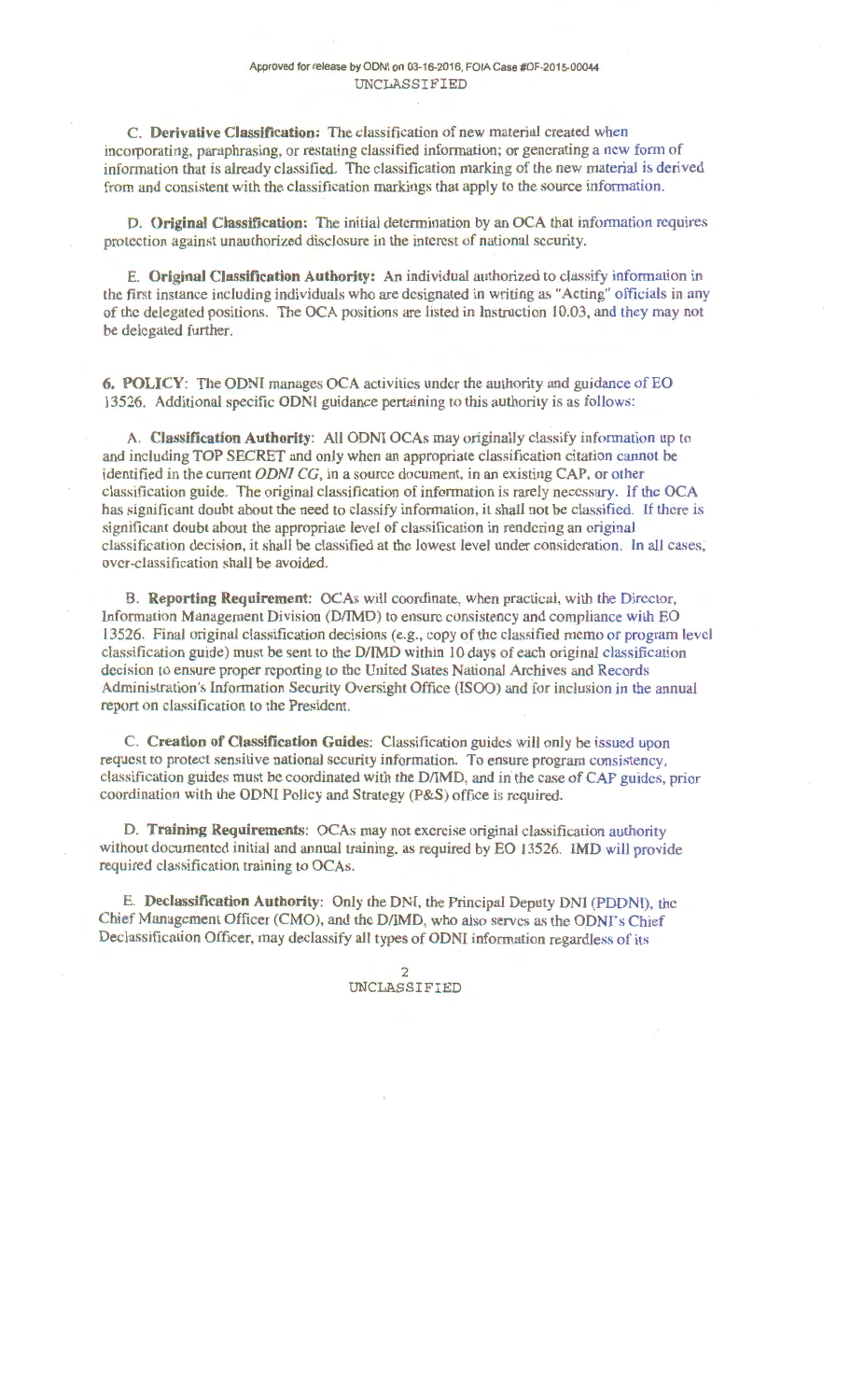C. **Derivative Classification:** The classification of new material created when incorporating, paraphrasing, or restating classified information; or generating a new form of information that is already classified. The classification marking of the new material is derived from and consistent with the classification markings that apply to the source information.

D. **Original Classification:** The initial determination by an OCA that information requires protection against unauthorized disclosure in the interest of national security.

E. **Original Classification Authority:** An individual authorized to classify information in the first instance including individuals who are designated in writing as "Acting" officials in any of the delegated positions. The OCA positions are listed in Instruction 10.03, and they may not be delegated further.

**6. POLICY**: The ODNI manages OCA activities under the authority and guidance of EO 13526. Additional specific ODNI guidance pertaining to this authority is as follows:

A. **Classification Authority**: All ODNI OCAs may originally classify information up to and including TOP SECRET and only when an appropriate classification citation cannot be identified in the current *ODNI CG*, in a source document, in an existing CAP, or other classification guide. The original classification of information is rarely necessary. If the OCA has significant doubt about the need to classify information, it shall not be classified. If there is significant doubt about the appropriate level of classification in rendering an original classification decision, it shall be classified at the lowest level under consideration. In all cases, over-classification shall be avoided.

B. **Reporting Requirement**: OCAs will coordinate, when practical, with the Director, Information Management Division (D/IMD) to ensure consistency and compliance with EO 13526. Final original classification decisions (e.g., copy of the classified memo or program level classification guide) must be sent to the D/IMD within 10 days of each original classification decision to ensure proper reporting to the United States National Archives and Records Administration's Information Security Oversight Office (ISOO) and for inclusion in the annual report on classification to the President.

C. **Creation of Classification Guides**: Classification guides will only be issued upon request to protect sensitive national security information. To ensure program consistency, classification guides must be coordinated with the D/IMD, and in the case of CAP guides, prior coordination with the ODNI Policy and Strategy (P&S) office is required.

D. **Training Requirements**: OCAs may not exercise original classification authority without documented initial and annual training, as required by EO 13526. IMD will provide required classification training to OCAs.

E. **Declassification Authority**: Only the DNI, the Principal Deputy DNI (PDDNI), the Chief Management Officer (CMO), and the D/IMD, who also serves as the ODNI's Chief Declassification Officer, may declassify all types of ODNI information regardless of its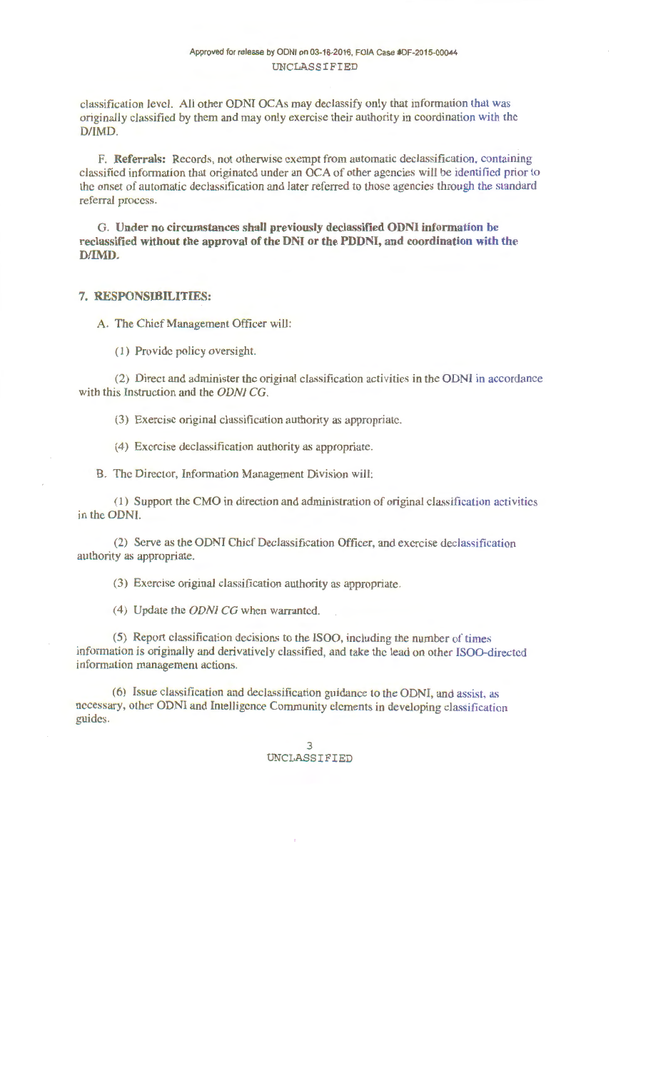classification level. All other ODNI OCAs may declassify only that information that was originally classified by them and may only exercise their authority in coordination with the D/IMD.

F. **Referrals:** Records, not otherwise exempt from automatic declassification, containing classified information that originated under an OCA of other agencies will be identified prior to the onset of automatic declassification and later referred to those agencies through the standard referral process.

G. **Under no circumstances shall previously declassified ODNI information be reclassified without the approval of the DNI or the PDDNI, and coordination with the D/IMD.**

## 7. RESPONSIBILITIES:

A. The Chief Management Officer will:

(1) Provide policy oversight.

(2) Direct and administer the original classification activities in the ODNI in accordance with this Instruction and the *ODNI CG*.

(3) Exercise original classification authority as appropriate.

(4) Exercise declassification authority as appropriate.

B. The Director, Information Management Division will:

(1) Support the CMO in direction and administration of original classification activities in the ODNI.

(2) Serve as the ODNI Chief Declassification Officer, and exercise declassification authority as appropriate.

(3) Exercise original classification authority as appropriate.

(4) Update the *ODNI CG* when warranted.

(5) Report classification decisions to the ISOO, including the number of times information is originally and derivatively classified, and take the lead on other ISOO-directed information management actions.

(6) Issue classification and declassification guidance to the ODNI, and assist, as necessary, other ODNI and Intelligence Community elements in developing classification guides.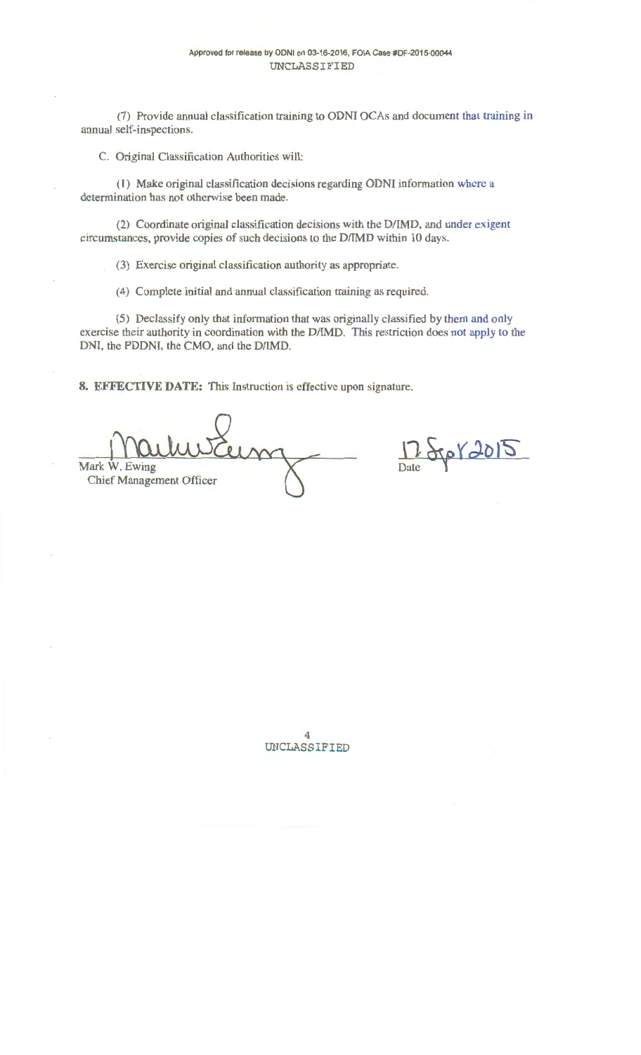(7) Provide annual classification training to ODNI OCAs and document that training in annual self-inspections.

C. Original Classification Authorities will:

(1) Make original classification decisions regarding ODNI information where a determination has not otherwise been made.

(2) Coordinate original classification decisions with the D/IMD, and under exigent circumstances, provide copies of such decisions to the D/IMD within 10 days.

(3) Exercise original classification authority as appropriate.

(4) Complete initial and annual classification training as required.

(5) Declassify only that information that was originally classified by them and only exercise their authority in coordination with the D/IMD. This restriction does not apply to the DNI, the PDDNI, the CMO, and the D/IMD.

**8. EFFECTIVE DATE:** This Instruction is effective upon signature.

Mark W. Ewing
Chief Management Officer

17 Sept 2015
Date